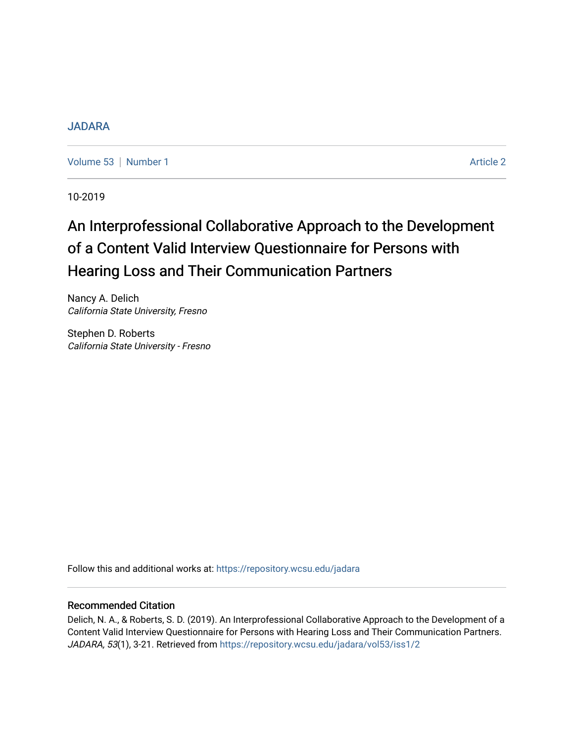JADARA

Volume 53 | Number 1 | Article 2

10-2019

# An Interprofessional Collaborative Approach to the Development of a Content Valid Interview Questionnaire for Persons with Hearing Loss and Their Communication Partners

Nancy A. Delich
*California State University, Fresno*

Stephen D. Roberts
*California State University - Fresno*

Follow this and additional works at: https://repository.wcsu.edu/jadara

## Recommended Citation

Delich, N. A., & Roberts, S. D. (2019). An Interprofessional Collaborative Approach to the Development of a Content Valid Interview Questionnaire for Persons with Hearing Loss and Their Communication Partners. *JADARA, 53*(1), 3-21. Retrieved from https://repository.wcsu.edu/jadara/vol53/iss1/2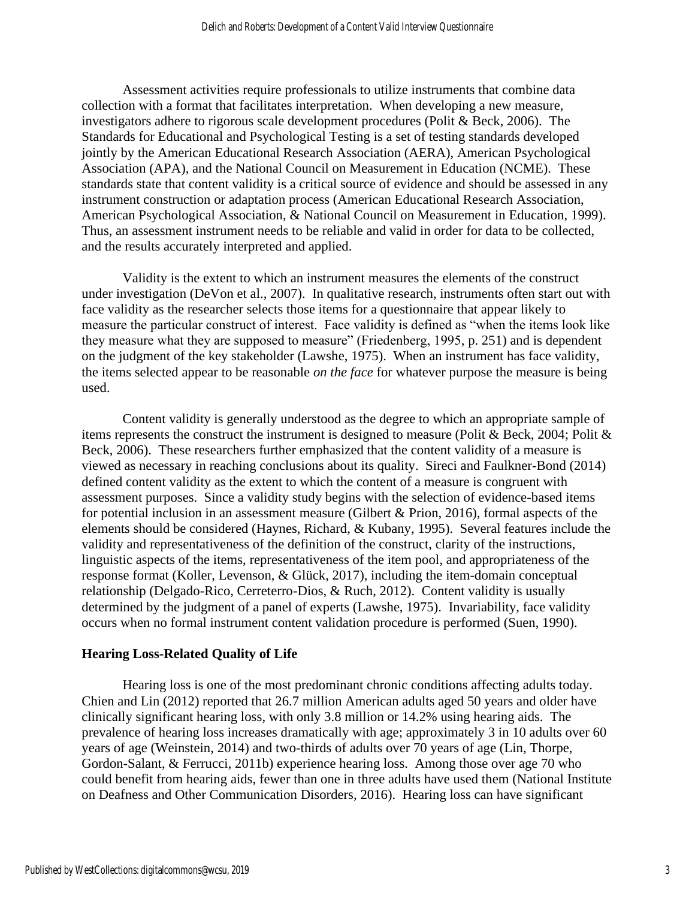Assessment activities require professionals to utilize instruments that combine data collection with a format that facilitates interpretation. When developing a new measure, investigators adhere to rigorous scale development procedures (Polit & Beck, 2006). The Standards for Educational and Psychological Testing is a set of testing standards developed jointly by the American Educational Research Association (AERA), American Psychological Association (APA), and the National Council on Measurement in Education (NCME). These standards state that content validity is a critical source of evidence and should be assessed in any instrument construction or adaptation process (American Educational Research Association, American Psychological Association, & National Council on Measurement in Education, 1999). Thus, an assessment instrument needs to be reliable and valid in order for data to be collected, and the results accurately interpreted and applied.

Validity is the extent to which an instrument measures the elements of the construct under investigation (DeVon et al., 2007). In qualitative research, instruments often start out with face validity as the researcher selects those items for a questionnaire that appear likely to measure the particular construct of interest. Face validity is defined as "when the items look like they measure what they are supposed to measure" (Friedenberg, 1995, p. 251) and is dependent on the judgment of the key stakeholder (Lawshe, 1975). When an instrument has face validity, the items selected appear to be reasonable *on the face* for whatever purpose the measure is being used.

Content validity is generally understood as the degree to which an appropriate sample of items represents the construct the instrument is designed to measure (Polit & Beck, 2004; Polit & Beck, 2006). These researchers further emphasized that the content validity of a measure is viewed as necessary in reaching conclusions about its quality. Sireci and Faulkner-Bond (2014) defined content validity as the extent to which the content of a measure is congruent with assessment purposes. Since a validity study begins with the selection of evidence-based items for potential inclusion in an assessment measure (Gilbert & Prion, 2016), formal aspects of the elements should be considered (Haynes, Richard, & Kubany, 1995). Several features include the validity and representativeness of the definition of the construct, clarity of the instructions, linguistic aspects of the items, representativeness of the item pool, and appropriateness of the response format (Koller, Levenson, & Glück, 2017), including the item-domain conceptual relationship (Delgado-Rico, Cerreterro-Dios, & Ruch, 2012). Content validity is usually determined by the judgment of a panel of experts (Lawshe, 1975). Invariability, face validity occurs when no formal instrument content validation procedure is performed (Suen, 1990).

## Hearing Loss-Related Quality of Life

Hearing loss is one of the most predominant chronic conditions affecting adults today. Chien and Lin (2012) reported that 26.7 million American adults aged 50 years and older have clinically significant hearing loss, with only 3.8 million or 14.2% using hearing aids. The prevalence of hearing loss increases dramatically with age; approximately 3 in 10 adults over 60 years of age (Weinstein, 2014) and two-thirds of adults over 70 years of age (Lin, Thorpe, Gordon-Salant, & Ferrucci, 2011b) experience hearing loss. Among those over age 70 who could benefit from hearing aids, fewer than one in three adults have used them (National Institute on Deafness and Other Communication Disorders, 2016). Hearing loss can have significant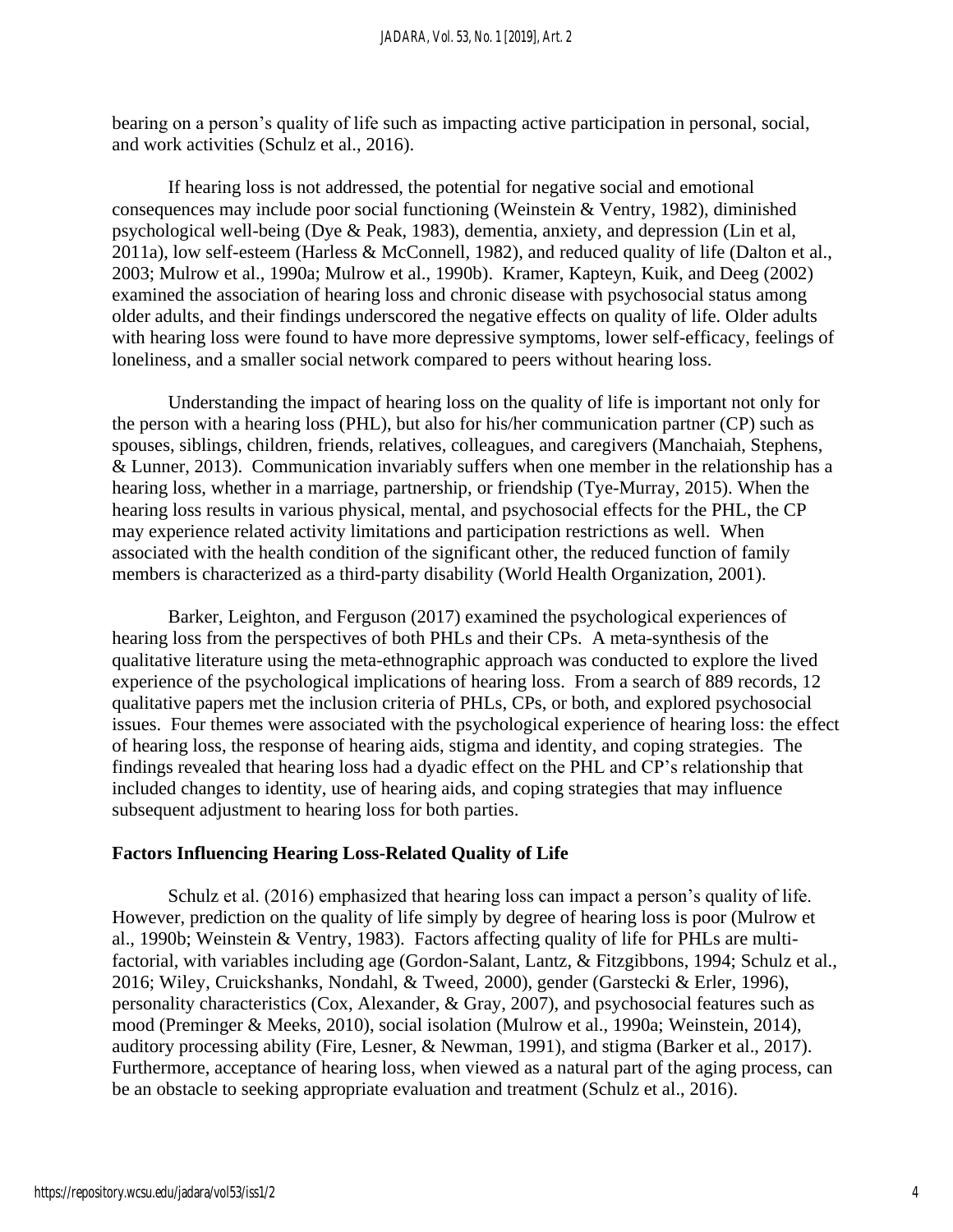bearing on a person's quality of life such as impacting active participation in personal, social, and work activities (Schulz et al., 2016).

If hearing loss is not addressed, the potential for negative social and emotional consequences may include poor social functioning (Weinstein & Ventry, 1982), diminished psychological well-being (Dye & Peak, 1983), dementia, anxiety, and depression (Lin et al, 2011a), low self-esteem (Harless & McConnell, 1982), and reduced quality of life (Dalton et al., 2003; Mulrow et al., 1990a; Mulrow et al., 1990b). Kramer, Kapteyn, Kuik, and Deeg (2002) examined the association of hearing loss and chronic disease with psychosocial status among older adults, and their findings underscored the negative effects on quality of life. Older adults with hearing loss were found to have more depressive symptoms, lower self-efficacy, feelings of loneliness, and a smaller social network compared to peers without hearing loss.

Understanding the impact of hearing loss on the quality of life is important not only for the person with a hearing loss (PHL), but also for his/her communication partner (CP) such as spouses, siblings, children, friends, relatives, colleagues, and caregivers (Manchaiah, Stephens, & Lunner, 2013). Communication invariably suffers when one member in the relationship has a hearing loss, whether in a marriage, partnership, or friendship (Tye-Murray, 2015). When the hearing loss results in various physical, mental, and psychosocial effects for the PHL, the CP may experience related activity limitations and participation restrictions as well. When associated with the health condition of the significant other, the reduced function of family members is characterized as a third-party disability (World Health Organization, 2001).

Barker, Leighton, and Ferguson (2017) examined the psychological experiences of hearing loss from the perspectives of both PHLs and their CPs. A meta-synthesis of the qualitative literature using the meta-ethnographic approach was conducted to explore the lived experience of the psychological implications of hearing loss. From a search of 889 records, 12 qualitative papers met the inclusion criteria of PHLs, CPs, or both, and explored psychosocial issues. Four themes were associated with the psychological experience of hearing loss: the effect of hearing loss, the response of hearing aids, stigma and identity, and coping strategies. The findings revealed that hearing loss had a dyadic effect on the PHL and CP's relationship that included changes to identity, use of hearing aids, and coping strategies that may influence subsequent adjustment to hearing loss for both parties.

## Factors Influencing Hearing Loss-Related Quality of Life

Schulz et al. (2016) emphasized that hearing loss can impact a person's quality of life. However, prediction on the quality of life simply by degree of hearing loss is poor (Mulrow et al., 1990b; Weinstein & Ventry, 1983). Factors affecting quality of life for PHLs are multi-factorial, with variables including age (Gordon-Salant, Lantz, & Fitzgibbons, 1994; Schulz et al., 2016; Wiley, Cruickshanks, Nondahl, & Tweed, 2000), gender (Garstecki & Erler, 1996), personality characteristics (Cox, Alexander, & Gray, 2007), and psychosocial features such as mood (Preminger & Meeks, 2010), social isolation (Mulrow et al., 1990a; Weinstein, 2014), auditory processing ability (Fire, Lesner, & Newman, 1991), and stigma (Barker et al., 2017). Furthermore, acceptance of hearing loss, when viewed as a natural part of the aging process, can be an obstacle to seeking appropriate evaluation and treatment (Schulz et al., 2016).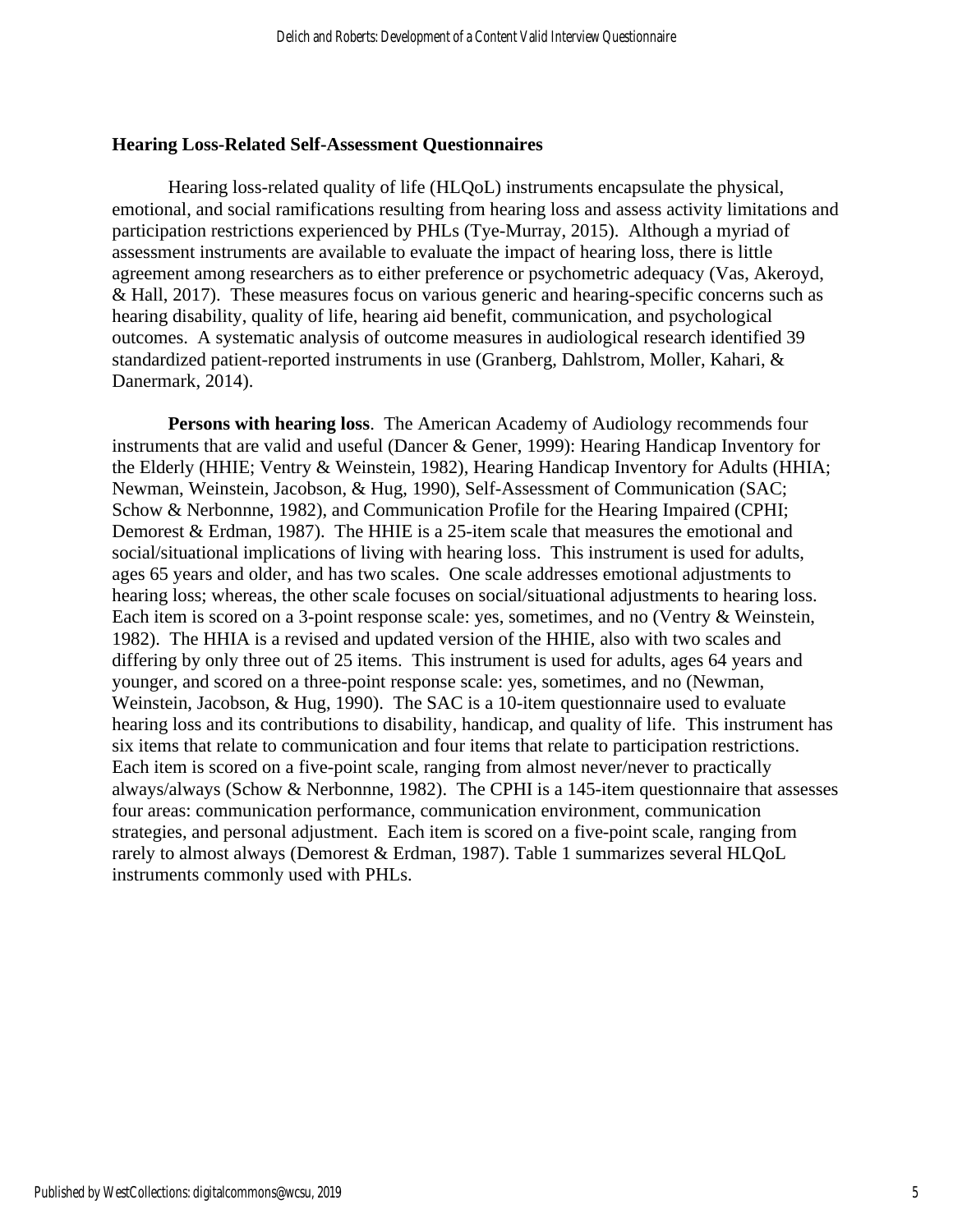### Hearing Loss-Related Self-Assessment Questionnaires

Hearing loss-related quality of life (HLQoL) instruments encapsulate the physical, emotional, and social ramifications resulting from hearing loss and assess activity limitations and participation restrictions experienced by PHLs (Tye-Murray, 2015). Although a myriad of assessment instruments are available to evaluate the impact of hearing loss, there is little agreement among researchers as to either preference or psychometric adequacy (Vas, Akeroyd, & Hall, 2017). These measures focus on various generic and hearing-specific concerns such as hearing disability, quality of life, hearing aid benefit, communication, and psychological outcomes. A systematic analysis of outcome measures in audiological research identified 39 standardized patient-reported instruments in use (Granberg, Dahlstrom, Moller, Kahari, & Danermark, 2014).

**Persons with hearing loss**. The American Academy of Audiology recommends four instruments that are valid and useful (Dancer & Gener, 1999): Hearing Handicap Inventory for the Elderly (HHIE; Ventry & Weinstein, 1982), Hearing Handicap Inventory for Adults (HHIA; Newman, Weinstein, Jacobson, & Hug, 1990), Self-Assessment of Communication (SAC; Schow & Nerbonnne, 1982), and Communication Profile for the Hearing Impaired (CPHI; Demorest & Erdman, 1987). The HHIE is a 25-item scale that measures the emotional and social/situational implications of living with hearing loss. This instrument is used for adults, ages 65 years and older, and has two scales. One scale addresses emotional adjustments to hearing loss; whereas, the other scale focuses on social/situational adjustments to hearing loss. Each item is scored on a 3-point response scale: yes, sometimes, and no (Ventry & Weinstein, 1982). The HHIA is a revised and updated version of the HHIE, also with two scales and differing by only three out of 25 items. This instrument is used for adults, ages 64 years and younger, and scored on a three-point response scale: yes, sometimes, and no (Newman, Weinstein, Jacobson, & Hug, 1990). The SAC is a 10-item questionnaire used to evaluate hearing loss and its contributions to disability, handicap, and quality of life. This instrument has six items that relate to communication and four items that relate to participation restrictions. Each item is scored on a five-point scale, ranging from almost never/never to practically always/always (Schow & Nerbonnne, 1982). The CPHI is a 145-item questionnaire that assesses four areas: communication performance, communication environment, communication strategies, and personal adjustment. Each item is scored on a five-point scale, ranging from rarely to almost always (Demorest & Erdman, 1987). Table 1 summarizes several HLQoL instruments commonly used with PHLs.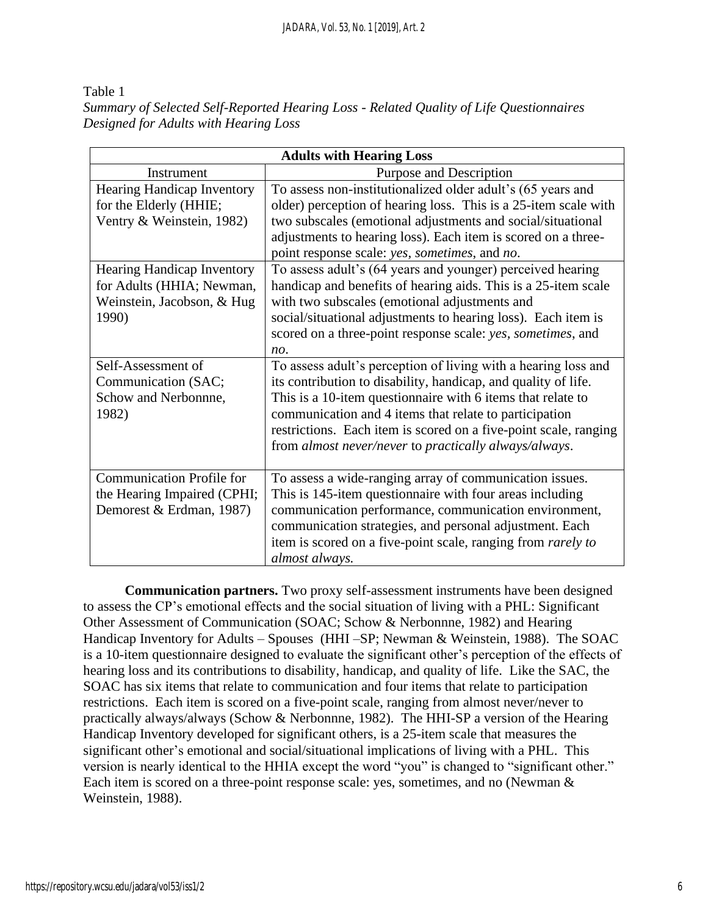Table 1

*Summary of Selected Self-Reported Hearing Loss - Related Quality of Life Questionnaires Designed for Adults with Hearing Loss*

| **Adults with Hearing Loss** | |
|---|---|
| Instrument | Purpose and Description |
| Hearing Handicap Inventory for the Elderly (HHIE; Ventry & Weinstein, 1982) | To assess non-institutionalized older adult's (65 years and older) perception of hearing loss. This is a 25-item scale with two subscales (emotional adjustments and social/situational adjustments to hearing loss). Each item is scored on a three-point response scale: *yes*, *sometimes*, and *no*. |
| Hearing Handicap Inventory for Adults (HHIA; Newman, Weinstein, Jacobson, & Hug 1990) | To assess adult's (64 years and younger) perceived hearing handicap and benefits of hearing aids. This is a 25-item scale with two subscales (emotional adjustments and social/situational adjustments to hearing loss). Each item is scored on a three-point response scale: *yes*, *sometimes*, and *no*. |
| Self-Assessment of Communication (SAC; Schow and Nerbonnne, 1982) | To assess adult's perception of living with a hearing loss and its contribution to disability, handicap, and quality of life. This is a 10-item questionnaire with 6 items that relate to communication and 4 items that relate to participation restrictions. Each item is scored on a five-point scale, ranging from *almost never/never* to *practically always/always*. |
| Communication Profile for the Hearing Impaired (CPHI; Demorest & Erdman, 1987) | To assess a wide-ranging array of communication issues. This is 145-item questionnaire with four areas including communication performance, communication environment, communication strategies, and personal adjustment. Each item is scored on a five-point scale, ranging from *rarely to almost always.* |

**Communication partners.** Two proxy self-assessment instruments have been designed to assess the CP's emotional effects and the social situation of living with a PHL: Significant Other Assessment of Communication (SOAC; Schow & Nerbonnne, 1982) and Hearing Handicap Inventory for Adults – Spouses (HHI –SP; Newman & Weinstein, 1988). The SOAC is a 10-item questionnaire designed to evaluate the significant other's perception of the effects of hearing loss and its contributions to disability, handicap, and quality of life. Like the SAC, the SOAC has six items that relate to communication and four items that relate to participation restrictions. Each item is scored on a five-point scale, ranging from almost never/never to practically always/always (Schow & Nerbonnne, 1982). The HHI-SP a version of the Hearing Handicap Inventory developed for significant others, is a 25-item scale that measures the significant other's emotional and social/situational implications of living with a PHL. This version is nearly identical to the HHIA except the word "you" is changed to "significant other." Each item is scored on a three-point response scale: yes, sometimes, and no (Newman & Weinstein, 1988).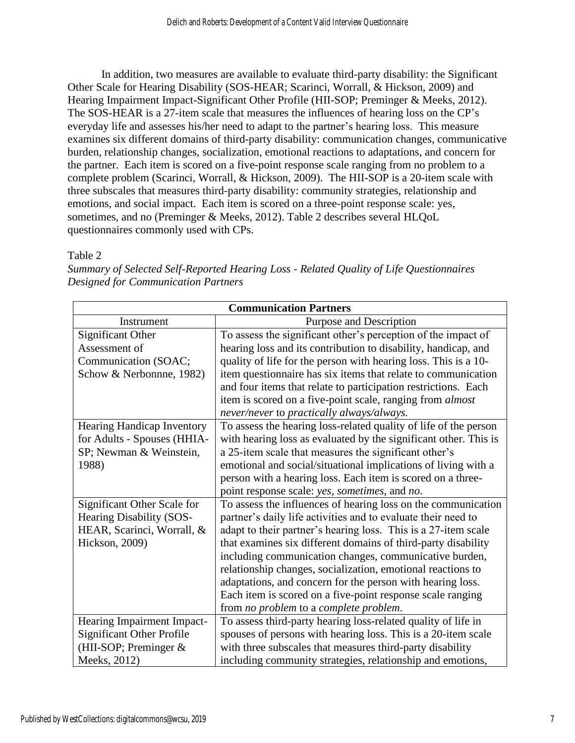In addition, two measures are available to evaluate third-party disability: the Significant Other Scale for Hearing Disability (SOS-HEAR; Scarinci, Worrall, & Hickson, 2009) and Hearing Impairment Impact-Significant Other Profile (HII-SOP; Preminger & Meeks, 2012). The SOS-HEAR is a 27-item scale that measures the influences of hearing loss on the CP's everyday life and assesses his/her need to adapt to the partner's hearing loss. This measure examines six different domains of third-party disability: communication changes, communicative burden, relationship changes, socialization, emotional reactions to adaptations, and concern for the partner. Each item is scored on a five-point response scale ranging from no problem to a complete problem (Scarinci, Worrall, & Hickson, 2009). The HII-SOP is a 20-item scale with three subscales that measures third-party disability: community strategies, relationship and emotions, and social impact. Each item is scored on a three-point response scale: yes, sometimes, and no (Preminger & Meeks, 2012). Table 2 describes several HLQoL questionnaires commonly used with CPs.

Table 2

*Summary of Selected Self-Reported Hearing Loss - Related Quality of Life Questionnaires Designed for Communication Partners*

| **Communication Partners** | |
|---|---|
| Instrument | Purpose and Description |
| Significant Other Assessment of Communication (SOAC; Schow & Nerbonnne, 1982) | To assess the significant other's perception of the impact of hearing loss and its contribution to disability, handicap, and quality of life for the person with hearing loss. This is a 10-item questionnaire has six items that relate to communication and four items that relate to participation restrictions. Each item is scored on a five-point scale, ranging from *almost never/never* to *practically always/always.* |
| Hearing Handicap Inventory for Adults - Spouses (HHIA-SP; Newman & Weinstein, 1988) | To assess the hearing loss-related quality of life of the person with hearing loss as evaluated by the significant other. This is a 25-item scale that measures the significant other's emotional and social/situational implications of living with a person with a hearing loss. Each item is scored on a three-point response scale: *yes, sometimes*, and *no*. |
| Significant Other Scale for Hearing Disability (SOS-HEAR, Scarinci, Worrall, & Hickson, 2009) | To assess the influences of hearing loss on the communication partner's daily life activities and to evaluate their need to adapt to their partner's hearing loss. This is a 27-item scale that examines six different domains of third-party disability including communication changes, communicative burden, relationship changes, socialization, emotional reactions to adaptations, and concern for the person with hearing loss. Each item is scored on a five-point response scale ranging from *no problem* to a *complete problem*. |
| Hearing Impairment Impact-Significant Other Profile (HII-SOP; Preminger & Meeks, 2012) | To assess third-party hearing loss-related quality of life in spouses of persons with hearing loss. This is a 20-item scale with three subscales that measures third-party disability including community strategies, relationship and emotions, |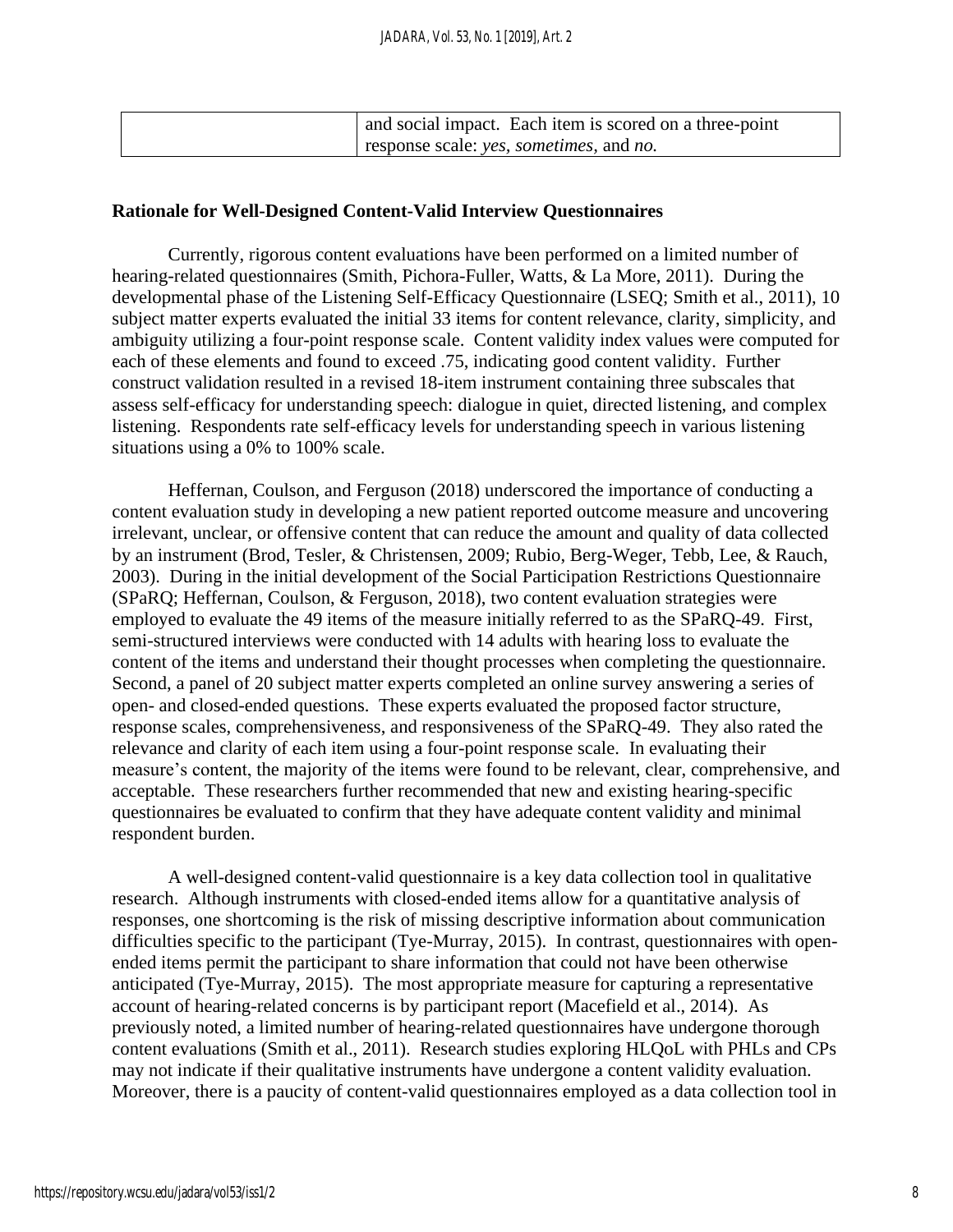|  | and social impact. Each item is scored on a three-point response scale: *yes*, *sometimes*, and *no.* |
|---|---|

**Rationale for Well-Designed Content-Valid Interview Questionnaires**

Currently, rigorous content evaluations have been performed on a limited number of hearing-related questionnaires (Smith, Pichora-Fuller, Watts, & La More, 2011). During the developmental phase of the Listening Self-Efficacy Questionnaire (LSEQ; Smith et al., 2011), 10 subject matter experts evaluated the initial 33 items for content relevance, clarity, simplicity, and ambiguity utilizing a four-point response scale. Content validity index values were computed for each of these elements and found to exceed .75, indicating good content validity. Further construct validation resulted in a revised 18-item instrument containing three subscales that assess self-efficacy for understanding speech: dialogue in quiet, directed listening, and complex listening. Respondents rate self-efficacy levels for understanding speech in various listening situations using a 0% to 100% scale.

Heffernan, Coulson, and Ferguson (2018) underscored the importance of conducting a content evaluation study in developing a new patient reported outcome measure and uncovering irrelevant, unclear, or offensive content that can reduce the amount and quality of data collected by an instrument (Brod, Tesler, & Christensen, 2009; Rubio, Berg-Weger, Tebb, Lee, & Rauch, 2003). During in the initial development of the Social Participation Restrictions Questionnaire (SPaRQ; Heffernan, Coulson, & Ferguson, 2018), two content evaluation strategies were employed to evaluate the 49 items of the measure initially referred to as the SPaRQ-49. First, semi-structured interviews were conducted with 14 adults with hearing loss to evaluate the content of the items and understand their thought processes when completing the questionnaire. Second, a panel of 20 subject matter experts completed an online survey answering a series of open- and closed-ended questions. These experts evaluated the proposed factor structure, response scales, comprehensiveness, and responsiveness of the SPaRQ-49. They also rated the relevance and clarity of each item using a four-point response scale. In evaluating their measure's content, the majority of the items were found to be relevant, clear, comprehensive, and acceptable. These researchers further recommended that new and existing hearing-specific questionnaires be evaluated to confirm that they have adequate content validity and minimal respondent burden.

A well-designed content-valid questionnaire is a key data collection tool in qualitative research. Although instruments with closed-ended items allow for a quantitative analysis of responses, one shortcoming is the risk of missing descriptive information about communication difficulties specific to the participant (Tye-Murray, 2015). In contrast, questionnaires with open-ended items permit the participant to share information that could not have been otherwise anticipated (Tye-Murray, 2015). The most appropriate measure for capturing a representative account of hearing-related concerns is by participant report (Macefield et al., 2014). As previously noted, a limited number of hearing-related questionnaires have undergone thorough content evaluations (Smith et al., 2011). Research studies exploring HLQoL with PHLs and CPs may not indicate if their qualitative instruments have undergone a content validity evaluation. Moreover, there is a paucity of content-valid questionnaires employed as a data collection tool in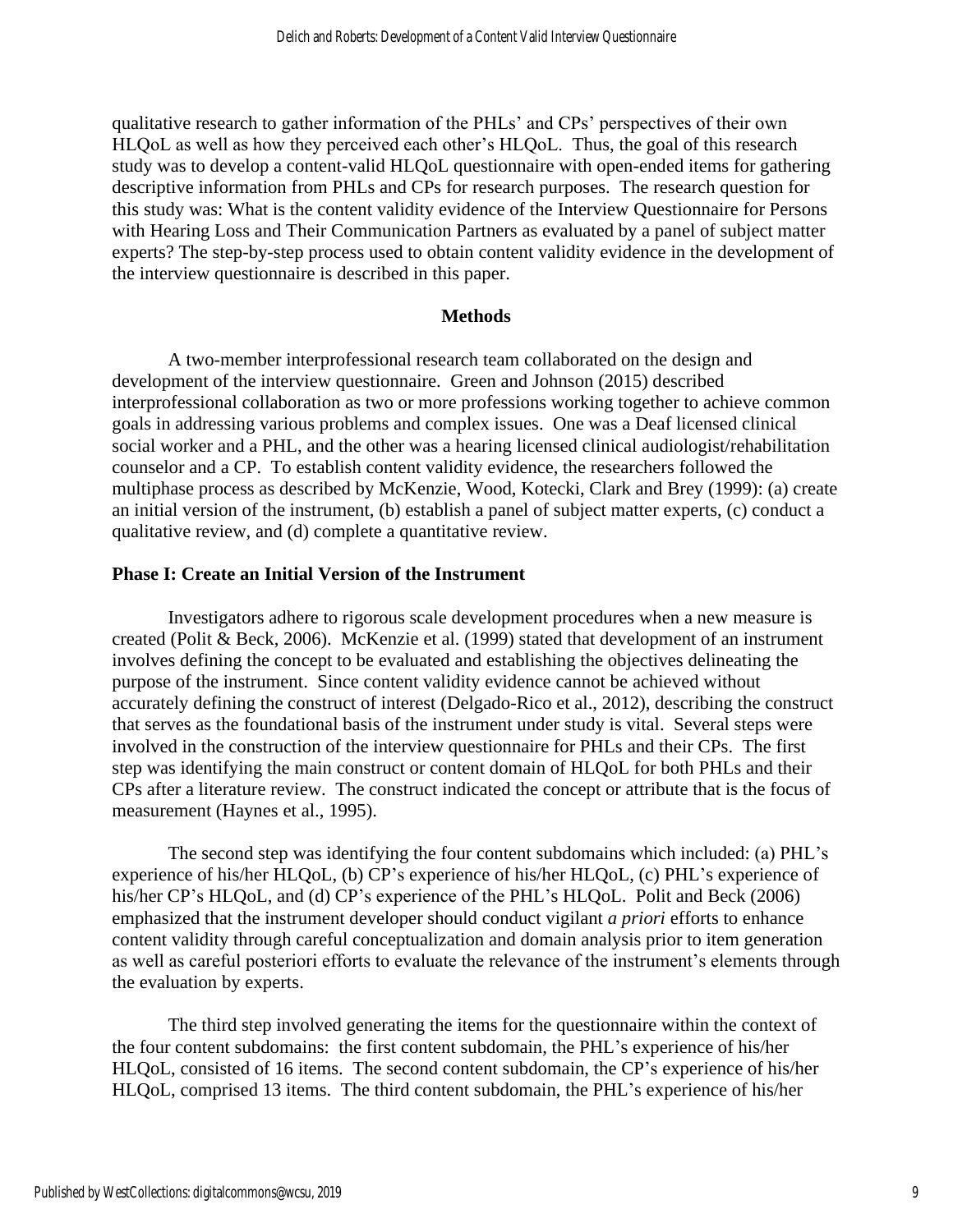qualitative research to gather information of the PHLs' and CPs' perspectives of their own HLQoL as well as how they perceived each other's HLQoL. Thus, the goal of this research study was to develop a content-valid HLQoL questionnaire with open-ended items for gathering descriptive information from PHLs and CPs for research purposes. The research question for this study was: What is the content validity evidence of the Interview Questionnaire for Persons with Hearing Loss and Their Communication Partners as evaluated by a panel of subject matter experts? The step-by-step process used to obtain content validity evidence in the development of the interview questionnaire is described in this paper.

## Methods

A two-member interprofessional research team collaborated on the design and development of the interview questionnaire. Green and Johnson (2015) described interprofessional collaboration as two or more professions working together to achieve common goals in addressing various problems and complex issues. One was a Deaf licensed clinical social worker and a PHL, and the other was a hearing licensed clinical audiologist/rehabilitation counselor and a CP. To establish content validity evidence, the researchers followed the multiphase process as described by McKenzie, Wood, Kotecki, Clark and Brey (1999): (a) create an initial version of the instrument, (b) establish a panel of subject matter experts, (c) conduct a qualitative review, and (d) complete a quantitative review.

### Phase I: Create an Initial Version of the Instrument

Investigators adhere to rigorous scale development procedures when a new measure is created (Polit & Beck, 2006). McKenzie et al. (1999) stated that development of an instrument involves defining the concept to be evaluated and establishing the objectives delineating the purpose of the instrument. Since content validity evidence cannot be achieved without accurately defining the construct of interest (Delgado-Rico et al., 2012), describing the construct that serves as the foundational basis of the instrument under study is vital. Several steps were involved in the construction of the interview questionnaire for PHLs and their CPs. The first step was identifying the main construct or content domain of HLQoL for both PHLs and their CPs after a literature review. The construct indicated the concept or attribute that is the focus of measurement (Haynes et al., 1995).

The second step was identifying the four content subdomains which included: (a) PHL's experience of his/her HLQoL, (b) CP's experience of his/her HLQoL, (c) PHL's experience of his/her CP's HLQoL, and (d) CP's experience of the PHL's HLQoL. Polit and Beck (2006) emphasized that the instrument developer should conduct vigilant *a priori* efforts to enhance content validity through careful conceptualization and domain analysis prior to item generation as well as careful posteriori efforts to evaluate the relevance of the instrument's elements through the evaluation by experts.

The third step involved generating the items for the questionnaire within the context of the four content subdomains: the first content subdomain, the PHL's experience of his/her HLQoL, consisted of 16 items. The second content subdomain, the CP's experience of his/her HLQoL, comprised 13 items. The third content subdomain, the PHL's experience of his/her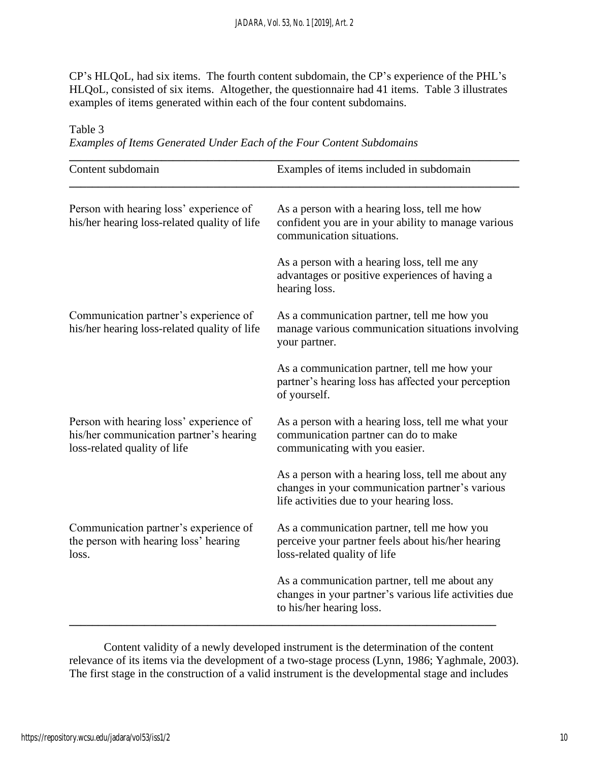CP's HLQoL, had six items. The fourth content subdomain, the CP's experience of the PHL's HLQoL, consisted of six items. Altogether, the questionnaire had 41 items. Table 3 illustrates examples of items generated within each of the four content subdomains.

Table 3
*Examples of Items Generated Under Each of the Four Content Subdomains*

| Content subdomain | Examples of items included in subdomain |
|---|---|
| Person with hearing loss' experience of his/her hearing loss-related quality of life | As a person with a hearing loss, tell me how confident you are in your ability to manage various communication situations. |
| | As a person with a hearing loss, tell me any advantages or positive experiences of having a hearing loss. |
| Communication partner's experience of his/her hearing loss-related quality of life | As a communication partner, tell me how you manage various communication situations involving your partner. |
| | As a communication partner, tell me how your partner's hearing loss has affected your perception of yourself. |
| Person with hearing loss' experience of his/her communication partner's hearing loss-related quality of life | As a person with a hearing loss, tell me what your communication partner can do to make communicating with you easier. |
| | As a person with a hearing loss, tell me about any changes in your communication partner's various life activities due to your hearing loss. |
| Communication partner's experience of the person with hearing loss' hearing loss. | As a communication partner, tell me how you perceive your partner feels about his/her hearing loss-related quality of life |
| | As a communication partner, tell me about any changes in your partner's various life activities due to his/her hearing loss. |

Content validity of a newly developed instrument is the determination of the content relevance of its items via the development of a two-stage process (Lynn, 1986; Yaghmale, 2003). The first stage in the construction of a valid instrument is the developmental stage and includes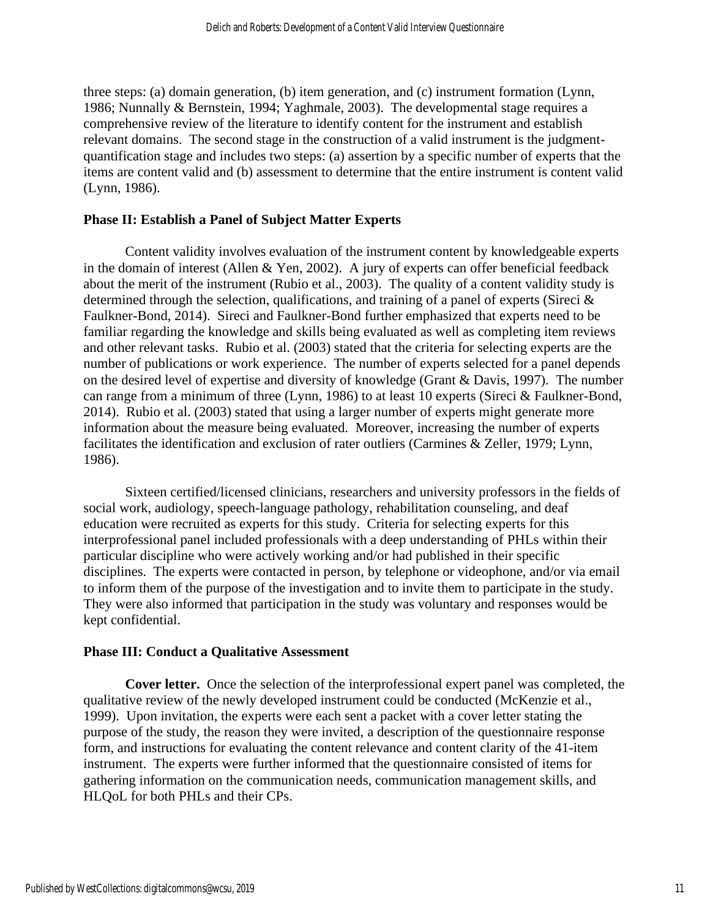three steps: (a) domain generation, (b) item generation, and (c) instrument formation (Lynn, 1986; Nunnally & Bernstein, 1994; Yaghmale, 2003). The developmental stage requires a comprehensive review of the literature to identify content for the instrument and establish relevant domains. The second stage in the construction of a valid instrument is the judgment-quantification stage and includes two steps: (a) assertion by a specific number of experts that the items are content valid and (b) assessment to determine that the entire instrument is content valid (Lynn, 1986).

### Phase II: Establish a Panel of Subject Matter Experts

Content validity involves evaluation of the instrument content by knowledgeable experts in the domain of interest (Allen & Yen, 2002). A jury of experts can offer beneficial feedback about the merit of the instrument (Rubio et al., 2003). The quality of a content validity study is determined through the selection, qualifications, and training of a panel of experts (Sireci & Faulkner-Bond, 2014). Sireci and Faulkner-Bond further emphasized that experts need to be familiar regarding the knowledge and skills being evaluated as well as completing item reviews and other relevant tasks. Rubio et al. (2003) stated that the criteria for selecting experts are the number of publications or work experience. The number of experts selected for a panel depends on the desired level of expertise and diversity of knowledge (Grant & Davis, 1997). The number can range from a minimum of three (Lynn, 1986) to at least 10 experts (Sireci & Faulkner-Bond, 2014). Rubio et al. (2003) stated that using a larger number of experts might generate more information about the measure being evaluated. Moreover, increasing the number of experts facilitates the identification and exclusion of rater outliers (Carmines & Zeller, 1979; Lynn, 1986).

Sixteen certified/licensed clinicians, researchers and university professors in the fields of social work, audiology, speech-language pathology, rehabilitation counseling, and deaf education were recruited as experts for this study. Criteria for selecting experts for this interprofessional panel included professionals with a deep understanding of PHLs within their particular discipline who were actively working and/or had published in their specific disciplines. The experts were contacted in person, by telephone or videophone, and/or via email to inform them of the purpose of the investigation and to invite them to participate in the study. They were also informed that participation in the study was voluntary and responses would be kept confidential.

### Phase III: Conduct a Qualitative Assessment

**Cover letter.** Once the selection of the interprofessional expert panel was completed, the qualitative review of the newly developed instrument could be conducted (McKenzie et al., 1999). Upon invitation, the experts were each sent a packet with a cover letter stating the purpose of the study, the reason they were invited, a description of the questionnaire response form, and instructions for evaluating the content relevance and content clarity of the 41-item instrument. The experts were further informed that the questionnaire consisted of items for gathering information on the communication needs, communication management skills, and HLQoL for both PHLs and their CPs.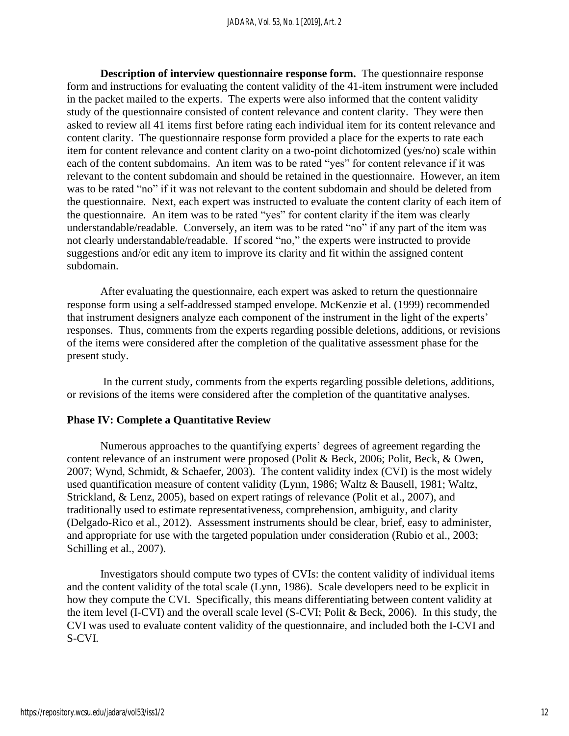**Description of interview questionnaire response form.** The questionnaire response form and instructions for evaluating the content validity of the 41-item instrument were included in the packet mailed to the experts. The experts were also informed that the content validity study of the questionnaire consisted of content relevance and content clarity. They were then asked to review all 41 items first before rating each individual item for its content relevance and content clarity. The questionnaire response form provided a place for the experts to rate each item for content relevance and content clarity on a two-point dichotomized (yes/no) scale within each of the content subdomains. An item was to be rated "yes" for content relevance if it was relevant to the content subdomain and should be retained in the questionnaire. However, an item was to be rated "no" if it was not relevant to the content subdomain and should be deleted from the questionnaire. Next, each expert was instructed to evaluate the content clarity of each item of the questionnaire. An item was to be rated "yes" for content clarity if the item was clearly understandable/readable. Conversely, an item was to be rated "no" if any part of the item was not clearly understandable/readable. If scored "no," the experts were instructed to provide suggestions and/or edit any item to improve its clarity and fit within the assigned content subdomain.

After evaluating the questionnaire, each expert was asked to return the questionnaire response form using a self-addressed stamped envelope. McKenzie et al. (1999) recommended that instrument designers analyze each component of the instrument in the light of the experts' responses. Thus, comments from the experts regarding possible deletions, additions, or revisions of the items were considered after the completion of the qualitative assessment phase for the present study.

In the current study, comments from the experts regarding possible deletions, additions, or revisions of the items were considered after the completion of the quantitative analyses.

### Phase IV: Complete a Quantitative Review

Numerous approaches to the quantifying experts' degrees of agreement regarding the content relevance of an instrument were proposed (Polit & Beck, 2006; Polit, Beck, & Owen, 2007; Wynd, Schmidt, & Schaefer, 2003). The content validity index (CVI) is the most widely used quantification measure of content validity (Lynn, 1986; Waltz & Bausell, 1981; Waltz, Strickland, & Lenz, 2005), based on expert ratings of relevance (Polit et al., 2007), and traditionally used to estimate representativeness, comprehension, ambiguity, and clarity (Delgado-Rico et al., 2012). Assessment instruments should be clear, brief, easy to administer, and appropriate for use with the targeted population under consideration (Rubio et al., 2003; Schilling et al., 2007).

Investigators should compute two types of CVIs: the content validity of individual items and the content validity of the total scale (Lynn, 1986). Scale developers need to be explicit in how they compute the CVI. Specifically, this means differentiating between content validity at the item level (I-CVI) and the overall scale level (S-CVI; Polit & Beck, 2006). In this study, the CVI was used to evaluate content validity of the questionnaire, and included both the I-CVI and S-CVI.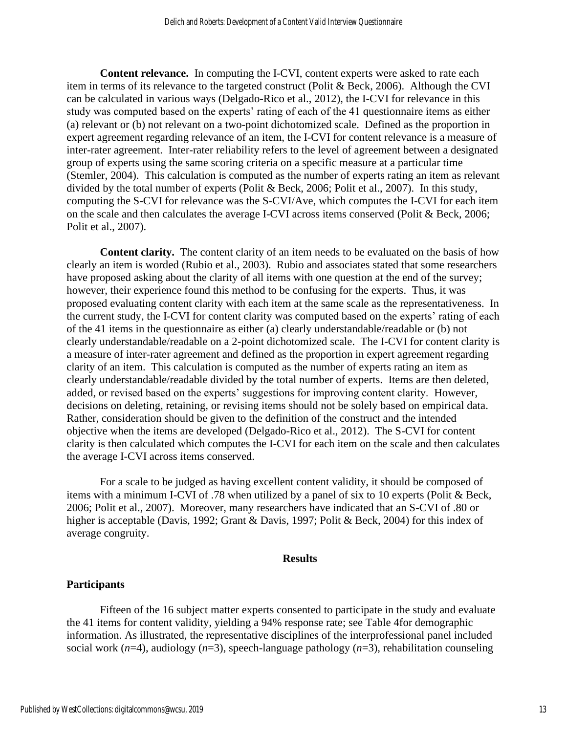**Content relevance.** In computing the I-CVI, content experts were asked to rate each item in terms of its relevance to the targeted construct (Polit & Beck, 2006). Although the CVI can be calculated in various ways (Delgado-Rico et al., 2012), the I-CVI for relevance in this study was computed based on the experts' rating of each of the 41 questionnaire items as either (a) relevant or (b) not relevant on a two-point dichotomized scale. Defined as the proportion in expert agreement regarding relevance of an item, the I-CVI for content relevance is a measure of inter-rater agreement. Inter-rater reliability refers to the level of agreement between a designated group of experts using the same scoring criteria on a specific measure at a particular time (Stemler, 2004). This calculation is computed as the number of experts rating an item as relevant divided by the total number of experts (Polit & Beck, 2006; Polit et al., 2007). In this study, computing the S-CVI for relevance was the S-CVI/Ave, which computes the I-CVI for each item on the scale and then calculates the average I-CVI across items conserved (Polit & Beck, 2006; Polit et al., 2007).

**Content clarity.** The content clarity of an item needs to be evaluated on the basis of how clearly an item is worded (Rubio et al., 2003). Rubio and associates stated that some researchers have proposed asking about the clarity of all items with one question at the end of the survey; however, their experience found this method to be confusing for the experts. Thus, it was proposed evaluating content clarity with each item at the same scale as the representativeness. In the current study, the I-CVI for content clarity was computed based on the experts' rating of each of the 41 items in the questionnaire as either (a) clearly understandable/readable or (b) not clearly understandable/readable on a 2-point dichotomized scale. The I-CVI for content clarity is a measure of inter-rater agreement and defined as the proportion in expert agreement regarding clarity of an item. This calculation is computed as the number of experts rating an item as clearly understandable/readable divided by the total number of experts. Items are then deleted, added, or revised based on the experts' suggestions for improving content clarity. However, decisions on deleting, retaining, or revising items should not be solely based on empirical data. Rather, consideration should be given to the definition of the construct and the intended objective when the items are developed (Delgado-Rico et al., 2012). The S-CVI for content clarity is then calculated which computes the I-CVI for each item on the scale and then calculates the average I-CVI across items conserved.

For a scale to be judged as having excellent content validity, it should be composed of items with a minimum I-CVI of .78 when utilized by a panel of six to 10 experts (Polit & Beck, 2006; Polit et al., 2007). Moreover, many researchers have indicated that an S-CVI of .80 or higher is acceptable (Davis, 1992; Grant & Davis, 1997; Polit & Beck, 2004) for this index of average congruity.

## Results

### Participants

Fifteen of the 16 subject matter experts consented to participate in the study and evaluate the 41 items for content validity, yielding a 94% response rate; see Table 4for demographic information. As illustrated, the representative disciplines of the interprofessional panel included social work (*n*=4), audiology (*n*=3), speech-language pathology (*n*=3), rehabilitation counseling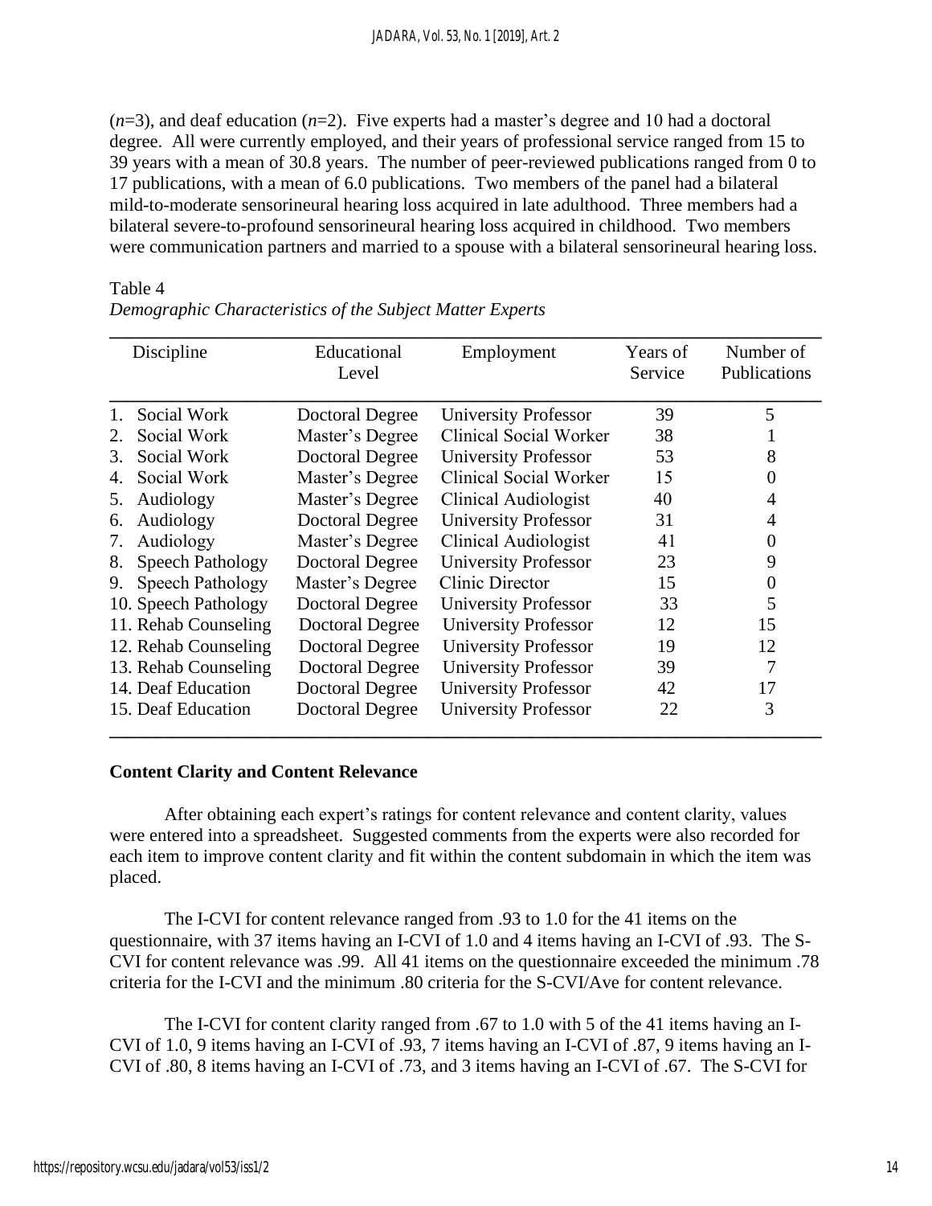($n$=3), and deaf education ($n$=2). Five experts had a master's degree and 10 had a doctoral degree. All were currently employed, and their years of professional service ranged from 15 to 39 years with a mean of 30.8 years. The number of peer-reviewed publications ranged from 0 to 17 publications, with a mean of 6.0 publications. Two members of the panel had a bilateral mild-to-moderate sensorineural hearing loss acquired in late adulthood. Three members had a bilateral severe-to-profound sensorineural hearing loss acquired in childhood. Two members were communication partners and married to a spouse with a bilateral sensorineural hearing loss.

Table 4
*Demographic Characteristics of the Subject Matter Experts*

| Discipline | Educational Level | Employment | Years of Service | Number of Publications |
|---|---|---|---|---|
| 1. Social Work | Doctoral Degree | University Professor | 39 | 5 |
| 2. Social Work | Master's Degree | Clinical Social Worker | 38 | 1 |
| 3. Social Work | Doctoral Degree | University Professor | 53 | 8 |
| 4. Social Work | Master's Degree | Clinical Social Worker | 15 | 0 |
| 5. Audiology | Master's Degree | Clinical Audiologist | 40 | 4 |
| 6. Audiology | Doctoral Degree | University Professor | 31 | 4 |
| 7. Audiology | Master's Degree | Clinical Audiologist | 41 | 0 |
| 8. Speech Pathology | Doctoral Degree | University Professor | 23 | 9 |
| 9. Speech Pathology | Master's Degree | Clinic Director | 15 | 0 |
| 10. Speech Pathology | Doctoral Degree | University Professor | 33 | 5 |
| 11. Rehab Counseling | Doctoral Degree | University Professor | 12 | 15 |
| 12. Rehab Counseling | Doctoral Degree | University Professor | 19 | 12 |
| 13. Rehab Counseling | Doctoral Degree | University Professor | 39 | 7 |
| 14. Deaf Education | Doctoral Degree | University Professor | 42 | 17 |
| 15. Deaf Education | Doctoral Degree | University Professor | 22 | 3 |

**Content Clarity and Content Relevance**

After obtaining each expert's ratings for content relevance and content clarity, values were entered into a spreadsheet. Suggested comments from the experts were also recorded for each item to improve content clarity and fit within the content subdomain in which the item was placed.

The I-CVI for content relevance ranged from .93 to 1.0 for the 41 items on the questionnaire, with 37 items having an I-CVI of 1.0 and 4 items having an I-CVI of .93. The S-CVI for content relevance was .99. All 41 items on the questionnaire exceeded the minimum .78 criteria for the I-CVI and the minimum .80 criteria for the S-CVI/Ave for content relevance.

The I-CVI for content clarity ranged from .67 to 1.0 with 5 of the 41 items having an I-CVI of 1.0, 9 items having an I-CVI of .93, 7 items having an I-CVI of .87, 9 items having an I-CVI of .80, 8 items having an I-CVI of .73, and 3 items having an I-CVI of .67. The S-CVI for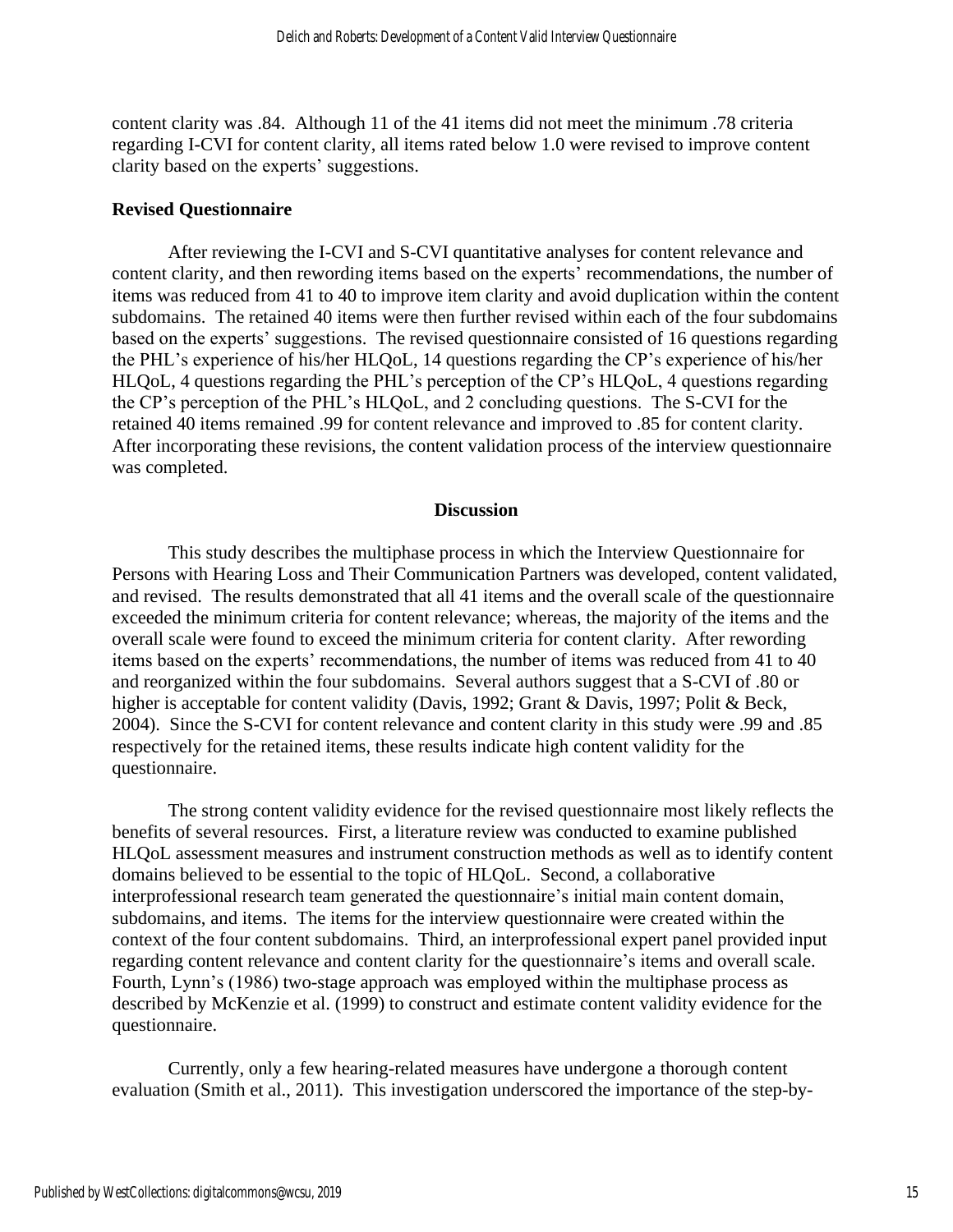content clarity was .84. Although 11 of the 41 items did not meet the minimum .78 criteria regarding I-CVI for content clarity, all items rated below 1.0 were revised to improve content clarity based on the experts' suggestions.

### Revised Questionnaire

After reviewing the I-CVI and S-CVI quantitative analyses for content relevance and content clarity, and then rewording items based on the experts' recommendations, the number of items was reduced from 41 to 40 to improve item clarity and avoid duplication within the content subdomains. The retained 40 items were then further revised within each of the four subdomains based on the experts' suggestions. The revised questionnaire consisted of 16 questions regarding the PHL's experience of his/her HLQoL, 14 questions regarding the CP's experience of his/her HLQoL, 4 questions regarding the PHL's perception of the CP's HLQoL, 4 questions regarding the CP's perception of the PHL's HLQoL, and 2 concluding questions. The S-CVI for the retained 40 items remained .99 for content relevance and improved to .85 for content clarity. After incorporating these revisions, the content validation process of the interview questionnaire was completed.

## Discussion

This study describes the multiphase process in which the Interview Questionnaire for Persons with Hearing Loss and Their Communication Partners was developed, content validated, and revised. The results demonstrated that all 41 items and the overall scale of the questionnaire exceeded the minimum criteria for content relevance; whereas, the majority of the items and the overall scale were found to exceed the minimum criteria for content clarity. After rewording items based on the experts' recommendations, the number of items was reduced from 41 to 40 and reorganized within the four subdomains. Several authors suggest that a S-CVI of .80 or higher is acceptable for content validity (Davis, 1992; Grant & Davis, 1997; Polit & Beck, 2004). Since the S-CVI for content relevance and content clarity in this study were .99 and .85 respectively for the retained items, these results indicate high content validity for the questionnaire.

The strong content validity evidence for the revised questionnaire most likely reflects the benefits of several resources. First, a literature review was conducted to examine published HLQoL assessment measures and instrument construction methods as well as to identify content domains believed to be essential to the topic of HLQoL. Second, a collaborative interprofessional research team generated the questionnaire's initial main content domain, subdomains, and items. The items for the interview questionnaire were created within the context of the four content subdomains. Third, an interprofessional expert panel provided input regarding content relevance and content clarity for the questionnaire's items and overall scale. Fourth, Lynn's (1986) two-stage approach was employed within the multiphase process as described by McKenzie et al. (1999) to construct and estimate content validity evidence for the questionnaire.

Currently, only a few hearing-related measures have undergone a thorough content evaluation (Smith et al., 2011). This investigation underscored the importance of the step-by-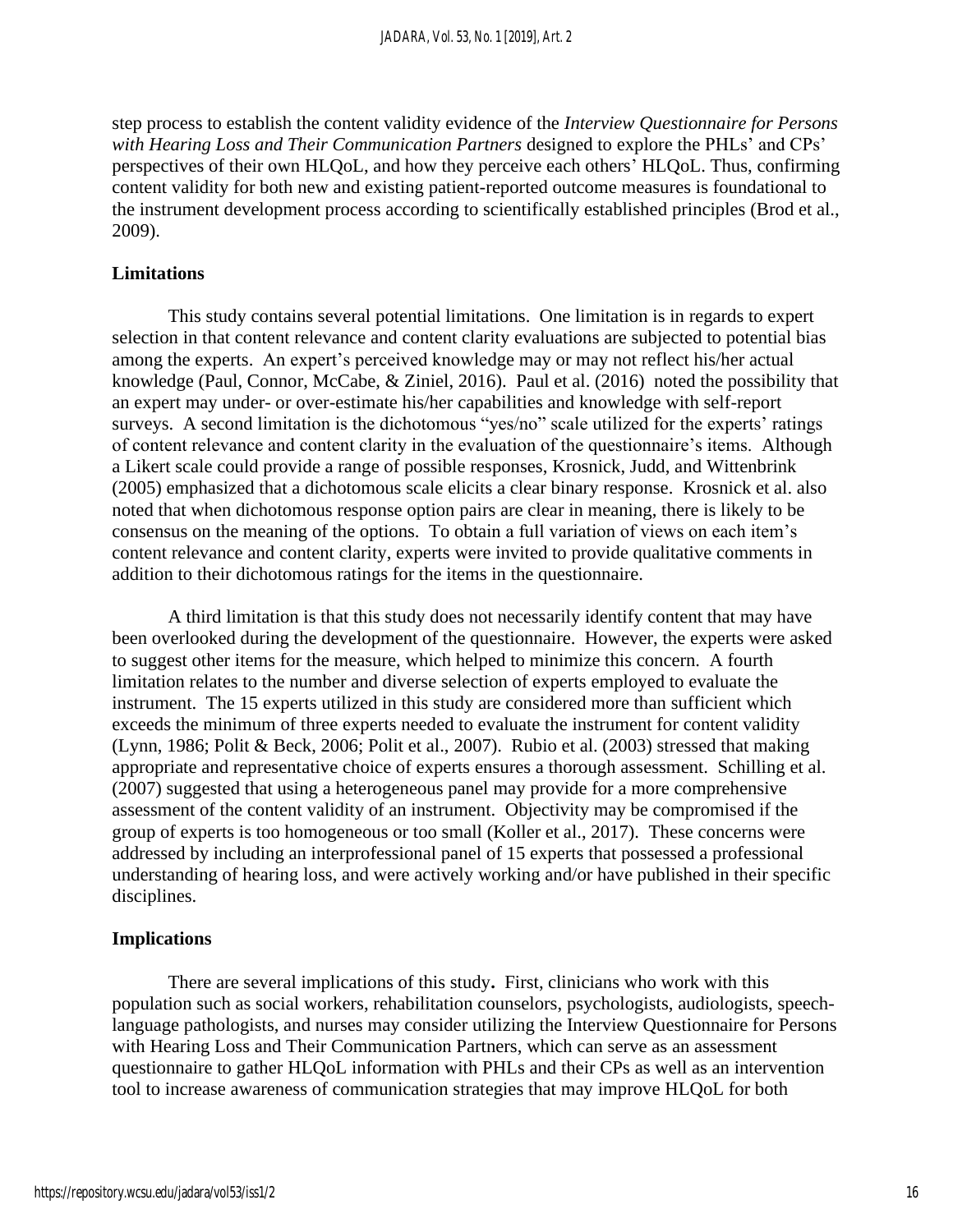step process to establish the content validity evidence of the *Interview Questionnaire for Persons with Hearing Loss and Their Communication Partners* designed to explore the PHLs' and CPs' perspectives of their own HLQoL, and how they perceive each others' HLQoL. Thus, confirming content validity for both new and existing patient-reported outcome measures is foundational to the instrument development process according to scientifically established principles (Brod et al., 2009).

## Limitations

This study contains several potential limitations. One limitation is in regards to expert selection in that content relevance and content clarity evaluations are subjected to potential bias among the experts. An expert's perceived knowledge may or may not reflect his/her actual knowledge (Paul, Connor, McCabe, & Ziniel, 2016). Paul et al. (2016) noted the possibility that an expert may under- or over-estimate his/her capabilities and knowledge with self-report surveys. A second limitation is the dichotomous "yes/no" scale utilized for the experts' ratings of content relevance and content clarity in the evaluation of the questionnaire's items. Although a Likert scale could provide a range of possible responses, Krosnick, Judd, and Wittenbrink (2005) emphasized that a dichotomous scale elicits a clear binary response. Krosnick et al. also noted that when dichotomous response option pairs are clear in meaning, there is likely to be consensus on the meaning of the options. To obtain a full variation of views on each item's content relevance and content clarity, experts were invited to provide qualitative comments in addition to their dichotomous ratings for the items in the questionnaire.

A third limitation is that this study does not necessarily identify content that may have been overlooked during the development of the questionnaire. However, the experts were asked to suggest other items for the measure, which helped to minimize this concern. A fourth limitation relates to the number and diverse selection of experts employed to evaluate the instrument. The 15 experts utilized in this study are considered more than sufficient which exceeds the minimum of three experts needed to evaluate the instrument for content validity (Lynn, 1986; Polit & Beck, 2006; Polit et al., 2007). Rubio et al. (2003) stressed that making appropriate and representative choice of experts ensures a thorough assessment. Schilling et al. (2007) suggested that using a heterogeneous panel may provide for a more comprehensive assessment of the content validity of an instrument. Objectivity may be compromised if the group of experts is too homogeneous or too small (Koller et al., 2017). These concerns were addressed by including an interprofessional panel of 15 experts that possessed a professional understanding of hearing loss, and were actively working and/or have published in their specific disciplines.

## Implications

There are several implications of this study**.** First, clinicians who work with this population such as social workers, rehabilitation counselors, psychologists, audiologists, speech-language pathologists, and nurses may consider utilizing the Interview Questionnaire for Persons with Hearing Loss and Their Communication Partners, which can serve as an assessment questionnaire to gather HLQoL information with PHLs and their CPs as well as an intervention tool to increase awareness of communication strategies that may improve HLQoL for both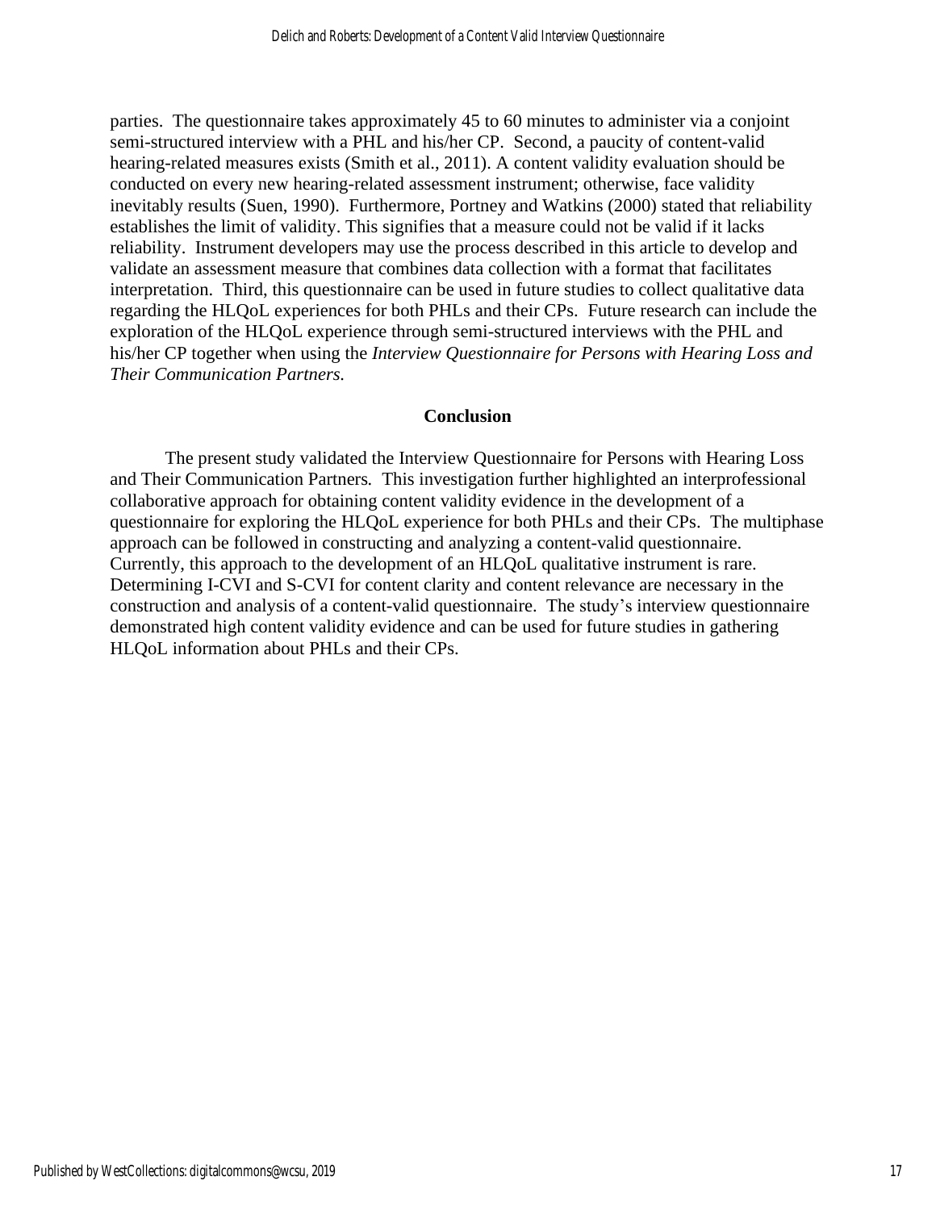parties. The questionnaire takes approximately 45 to 60 minutes to administer via a conjoint semi-structured interview with a PHL and his/her CP. Second, a paucity of content-valid hearing-related measures exists (Smith et al., 2011). A content validity evaluation should be conducted on every new hearing-related assessment instrument; otherwise, face validity inevitably results (Suen, 1990). Furthermore, Portney and Watkins (2000) stated that reliability establishes the limit of validity. This signifies that a measure could not be valid if it lacks reliability. Instrument developers may use the process described in this article to develop and validate an assessment measure that combines data collection with a format that facilitates interpretation. Third, this questionnaire can be used in future studies to collect qualitative data regarding the HLQoL experiences for both PHLs and their CPs. Future research can include the exploration of the HLQoL experience through semi-structured interviews with the PHL and his/her CP together when using the *Interview Questionnaire for Persons with Hearing Loss and Their Communication Partners.*

## Conclusion

The present study validated the Interview Questionnaire for Persons with Hearing Loss and Their Communication Partners*.* This investigation further highlighted an interprofessional collaborative approach for obtaining content validity evidence in the development of a questionnaire for exploring the HLQoL experience for both PHLs and their CPs. The multiphase approach can be followed in constructing and analyzing a content-valid questionnaire. Currently, this approach to the development of an HLQoL qualitative instrument is rare. Determining I-CVI and S-CVI for content clarity and content relevance are necessary in the construction and analysis of a content-valid questionnaire. The study's interview questionnaire demonstrated high content validity evidence and can be used for future studies in gathering HLQoL information about PHLs and their CPs.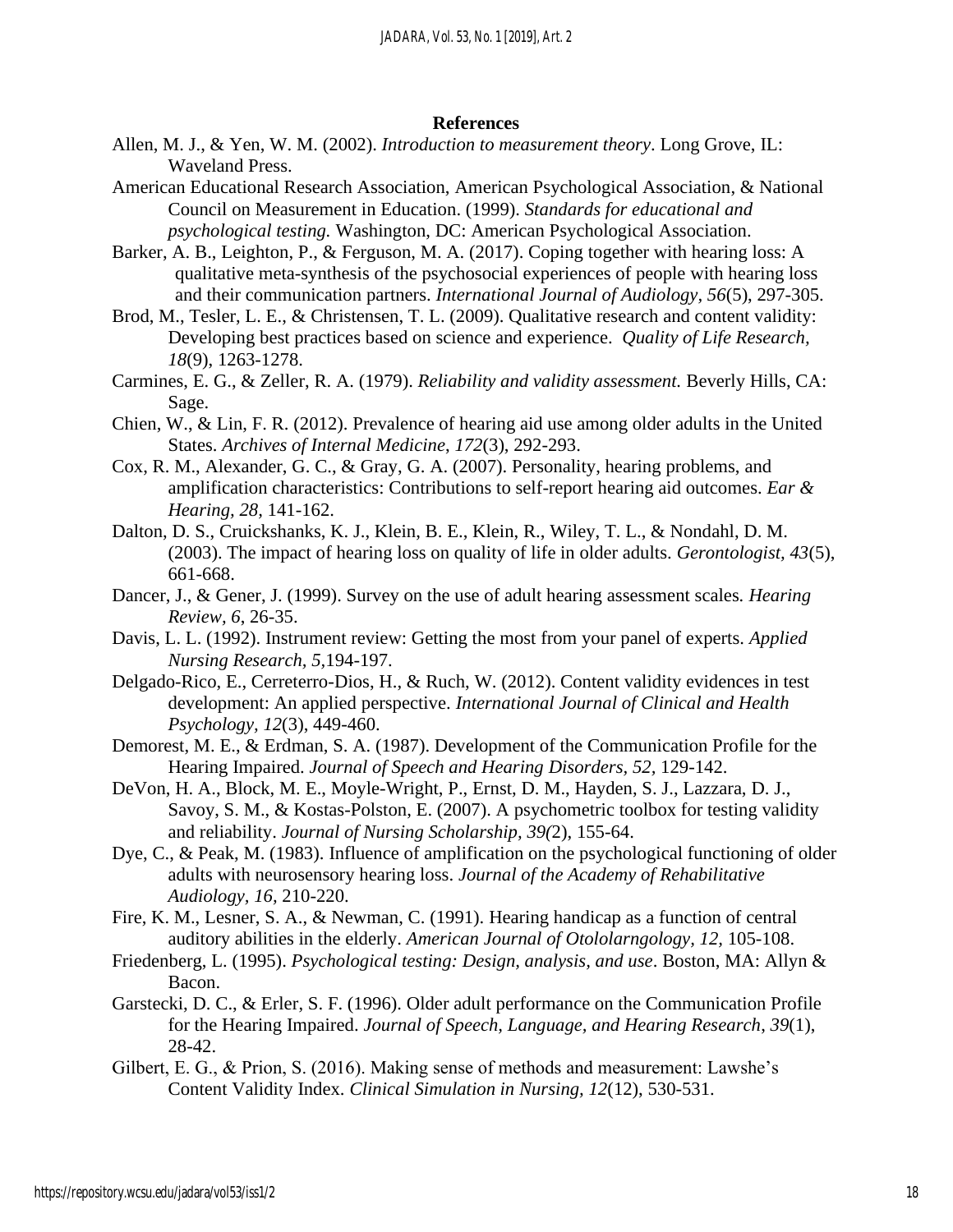## References

Allen, M. J., & Yen, W. M. (2002). *Introduction to measurement theory*. Long Grove, IL: Waveland Press.

American Educational Research Association, American Psychological Association, & National Council on Measurement in Education. (1999). *Standards for educational and psychological testing.* Washington, DC: American Psychological Association.

Barker, A. B., Leighton, P., & Ferguson, M. A. (2017). Coping together with hearing loss: A qualitative meta-synthesis of the psychosocial experiences of people with hearing loss and their communication partners. *International Journal of Audiology, 56*(5), 297-305.

Brod, M., Tesler, L. E., & Christensen, T. L. (2009). Qualitative research and content validity: Developing best practices based on science and experience. *Quality of Life Research, 18*(9), 1263-1278.

Carmines, E. G., & Zeller, R. A. (1979). *Reliability and validity assessment.* Beverly Hills, CA: Sage.

Chien, W., & Lin, F. R. (2012). Prevalence of hearing aid use among older adults in the United States. *Archives of Internal Medicine, 172*(3), 292-293.

Cox, R. M., Alexander, G. C., & Gray, G. A. (2007). Personality, hearing problems, and amplification characteristics: Contributions to self-report hearing aid outcomes. *Ear & Hearing, 28,* 141-162.

Dalton, D. S., Cruickshanks, K. J., Klein, B. E., Klein, R., Wiley, T. L., & Nondahl, D. M. (2003). The impact of hearing loss on quality of life in older adults. *Gerontologist, 43*(5), 661-668.

Dancer, J., & Gener, J. (1999). Survey on the use of adult hearing assessment scales. *Hearing Review, 6*, 26-35.

Davis, L. L. (1992). Instrument review: Getting the most from your panel of experts. *Applied Nursing Research, 5,*194-197.

Delgado-Rico, E., Cerreterro-Dios, H., & Ruch, W. (2012). Content validity evidences in test development: An applied perspective. *International Journal of Clinical and Health Psychology, 12*(3), 449-460.

Demorest, M. E., & Erdman, S. A. (1987). Development of the Communication Profile for the Hearing Impaired. *Journal of Speech and Hearing Disorders, 52,* 129-142.

DeVon, H. A., Block, M. E., Moyle-Wright, P., Ernst, D. M., Hayden, S. J., Lazzara, D. J., Savoy, S. M., & Kostas-Polston, E. (2007). A psychometric toolbox for testing validity and reliability. *Journal of Nursing Scholarship, 39(*2), 155-64.

Dye, C., & Peak, M. (1983). Influence of amplification on the psychological functioning of older adults with neurosensory hearing loss. *Journal of the Academy of Rehabilitative Audiology, 16,* 210-220.

Fire, K. M., Lesner, S. A., & Newman, C. (1991). Hearing handicap as a function of central auditory abilities in the elderly. *American Journal of Otololarngology, 12,* 105-108.

Friedenberg, L. (1995). *Psychological testing: Design, analysis, and use*. Boston, MA: Allyn & Bacon.

Garstecki, D. C., & Erler, S. F. (1996). Older adult performance on the Communication Profile for the Hearing Impaired. *Journal of Speech, Language, and Hearing Research*, *39*(1), 28-42.

Gilbert, E. G., & Prion, S. (2016). Making sense of methods and measurement: Lawshe's Content Validity Index. *Clinical Simulation in Nursing, 12*(12), 530-531.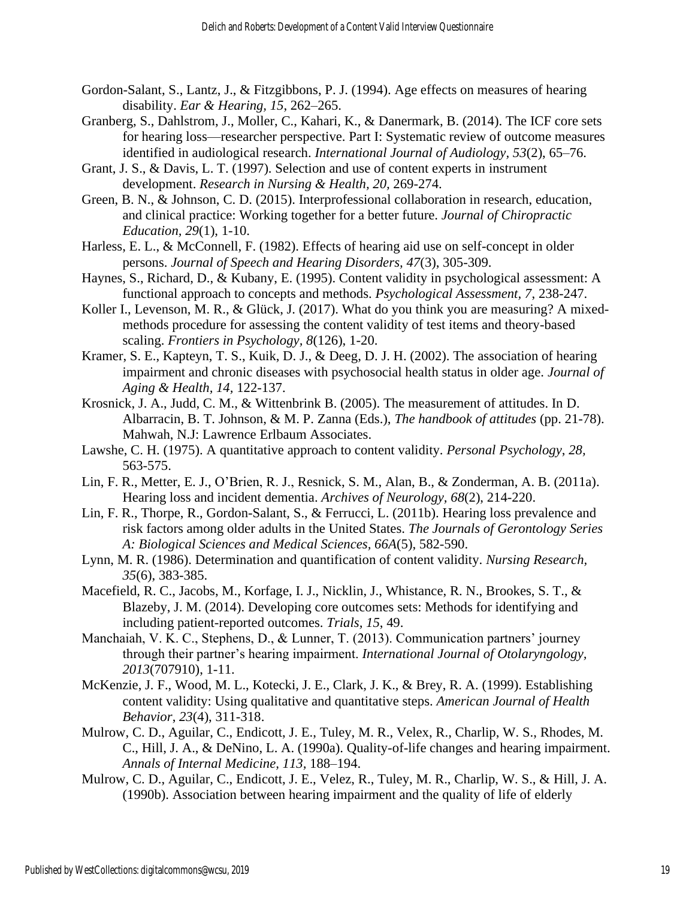Gordon-Salant, S., Lantz, J., & Fitzgibbons, P. J. (1994). Age effects on measures of hearing disability. *Ear & Hearing, 15*, 262–265.

Granberg, S., Dahlstrom, J., Moller, C., Kahari, K., & Danermark, B. (2014). The ICF core sets for hearing loss—researcher perspective. Part I: Systematic review of outcome measures identified in audiological research. *International Journal of Audiology, 53*(2), 65–76.

Grant, J. S., & Davis, L. T. (1997). Selection and use of content experts in instrument development. *Research in Nursing & Health, 20*, 269-274.

Green, B. N., & Johnson, C. D. (2015). Interprofessional collaboration in research, education, and clinical practice: Working together for a better future. *Journal of Chiropractic Education, 29*(1), 1-10.

Harless, E. L., & McConnell, F. (1982). Effects of hearing aid use on self-concept in older persons. *Journal of Speech and Hearing Disorders, 47*(3), 305-309.

Haynes, S., Richard, D., & Kubany, E. (1995). Content validity in psychological assessment: A functional approach to concepts and methods. *Psychological Assessment, 7*, 238-247.

Koller I., Levenson, M. R., & Glück, J. (2017). What do you think you are measuring? A mixed-methods procedure for assessing the content validity of test items and theory-based scaling. *Frontiers in Psychology, 8*(126), 1-20.

Kramer, S. E., Kapteyn, T. S., Kuik, D. J., & Deeg, D. J. H. (2002). The association of hearing impairment and chronic diseases with psychosocial health status in older age. *Journal of Aging & Health, 14*, 122-137.

Krosnick, J. A., Judd, C. M., & Wittenbrink B. (2005). The measurement of attitudes. In D. Albarracin, B. T. Johnson, & M. P. Zanna (Eds.), *The handbook of attitudes* (pp. 21-78). Mahwah, N.J: Lawrence Erlbaum Associates.

Lawshe, C. H. (1975). A quantitative approach to content validity. *Personal Psychology, 28*, 563-575.

Lin, F. R., Metter, E. J., O'Brien, R. J., Resnick, S. M., Alan, B., & Zonderman, A. B. (2011a). Hearing loss and incident dementia. *Archives of Neurology, 68*(2), 214-220.

Lin, F. R., Thorpe, R., Gordon-Salant, S., & Ferrucci, L. (2011b). Hearing loss prevalence and risk factors among older adults in the United States. *The Journals of Gerontology Series A: Biological Sciences and Medical Sciences, 66A*(5), 582-590.

Lynn, M. R. (1986). Determination and quantification of content validity. *Nursing Research, 35*(6), 383-385.

Macefield, R. C., Jacobs, M., Korfage, I. J., Nicklin, J., Whistance, R. N., Brookes, S. T., & Blazeby, J. M. (2014). Developing core outcomes sets: Methods for identifying and including patient-reported outcomes. *Trials, 15*, 49.

Manchaiah, V. K. C., Stephens, D., & Lunner, T. (2013). Communication partners' journey through their partner's hearing impairment. *International Journal of Otolaryngology, 2013*(707910), 1-11.

McKenzie, J. F., Wood, M. L., Kotecki, J. E., Clark, J. K., & Brey, R. A. (1999). Establishing content validity: Using qualitative and quantitative steps. *American Journal of Health Behavior, 23*(4), 311-318.

Mulrow, C. D., Aguilar, C., Endicott, J. E., Tuley, M. R., Velex, R., Charlip, W. S., Rhodes, M. C., Hill, J. A., & DeNino, L. A. (1990a). Quality-of-life changes and hearing impairment. *Annals of Internal Medicine, 113*, 188–194.

Mulrow, C. D., Aguilar, C., Endicott, J. E., Velez, R., Tuley, M. R., Charlip, W. S., & Hill, J. A. (1990b). Association between hearing impairment and the quality of life of elderly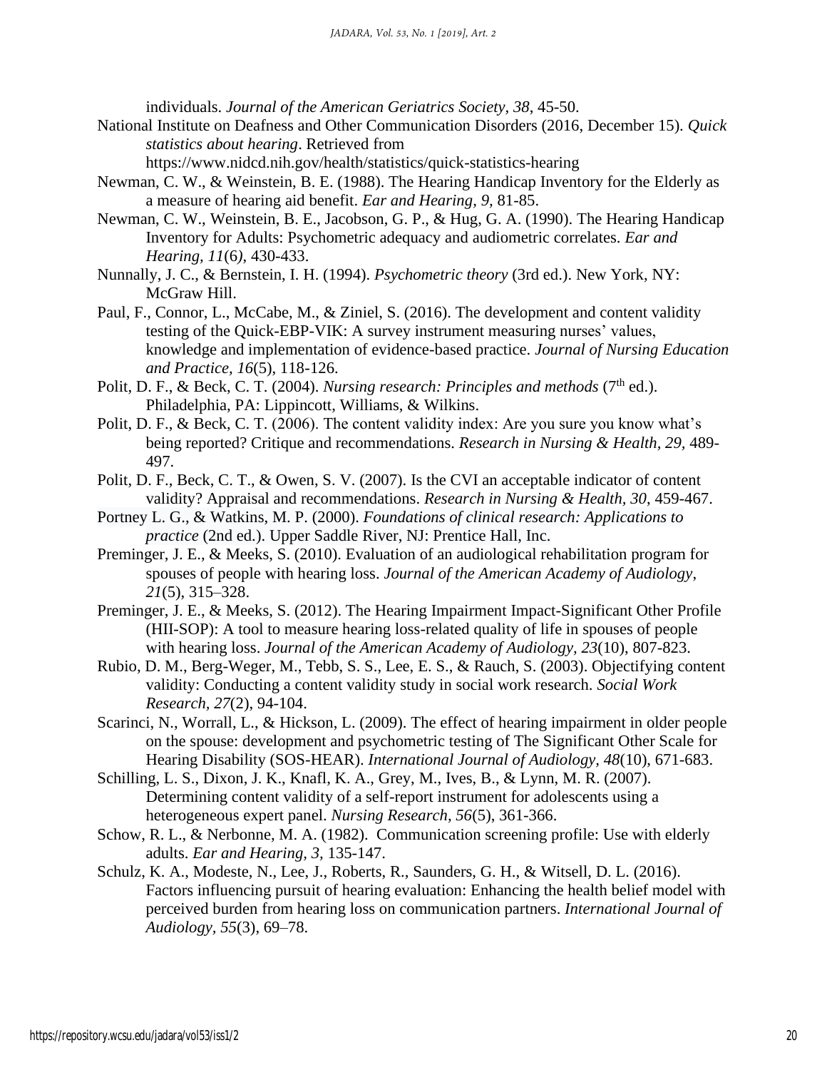individuals. *Journal of the American Geriatrics Society, 38*, 45-50.

National Institute on Deafness and Other Communication Disorders (2016, December 15). *Quick statistics about hearing*. Retrieved from https://www.nidcd.nih.gov/health/statistics/quick-statistics-hearing

Newman, C. W., & Weinstein, B. E. (1988). The Hearing Handicap Inventory for the Elderly as a measure of hearing aid benefit. *Ear and Hearing, 9,* 81-85.

Newman, C. W., Weinstein, B. E., Jacobson, G. P., & Hug, G. A. (1990). The Hearing Handicap Inventory for Adults: Psychometric adequacy and audiometric correlates. *Ear and Hearing, 11*(6*)*, 430-433.

Nunnally, J. C., & Bernstein, I. H. (1994). *Psychometric theory* (3rd ed.). New York, NY: McGraw Hill.

Paul, F., Connor, L., McCabe, M., & Ziniel, S. (2016). The development and content validity testing of the Quick-EBP-VIK: A survey instrument measuring nurses' values, knowledge and implementation of evidence-based practice. *Journal of Nursing Education and Practice, 16*(5), 118-126.

Polit, D. F., & Beck, C. T. (2004). *Nursing research: Principles and methods* (7th ed.). Philadelphia, PA: Lippincott, Williams, & Wilkins.

Polit, D. F., & Beck, C. T. (2006). The content validity index: Are you sure you know what's being reported? Critique and recommendations. *Research in Nursing & Health, 29,* 489-497.

Polit, D. F., Beck, C. T., & Owen, S. V. (2007). Is the CVI an acceptable indicator of content validity? Appraisal and recommendations. *Research in Nursing & Health, 30,* 459-467.

Portney L. G., & Watkins, M. P. (2000). *Foundations of clinical research: Applications to practice* (2nd ed.). Upper Saddle River, NJ: Prentice Hall, Inc.

Preminger, J. E., & Meeks, S. (2010). Evaluation of an audiological rehabilitation program for spouses of people with hearing loss. *Journal of the American Academy of Audiology, 21*(5), 315–328.

Preminger, J. E., & Meeks, S. (2012). The Hearing Impairment Impact-Significant Other Profile (HII-SOP): A tool to measure hearing loss-related quality of life in spouses of people with hearing loss. *Journal of the American Academy of Audiology, 23*(10), 807-823.

Rubio, D. M., Berg-Weger, M., Tebb, S. S., Lee, E. S., & Rauch, S. (2003). Objectifying content validity: Conducting a content validity study in social work research. *Social Work Research, 27*(2), 94-104.

Scarinci, N., Worrall, L., & Hickson, L. (2009). The effect of hearing impairment in older people on the spouse: development and psychometric testing of The Significant Other Scale for Hearing Disability (SOS-HEAR). *International Journal of Audiology, 48*(10), 671-683.

Schilling, L. S., Dixon, J. K., Knafl, K. A., Grey, M., Ives, B., & Lynn, M. R. (2007). Determining content validity of a self-report instrument for adolescents using a heterogeneous expert panel. *Nursing Research, 56*(5), 361-366.

Schow, R. L., & Nerbonne, M. A. (1982). Communication screening profile: Use with elderly adults. *Ear and Hearing, 3,* 135-147.

Schulz, K. A., Modeste, N., Lee, J., Roberts, R., Saunders, G. H., & Witsell, D. L. (2016). Factors influencing pursuit of hearing evaluation: Enhancing the health belief model with perceived burden from hearing loss on communication partners. *International Journal of Audiology, 55*(3), 69–78.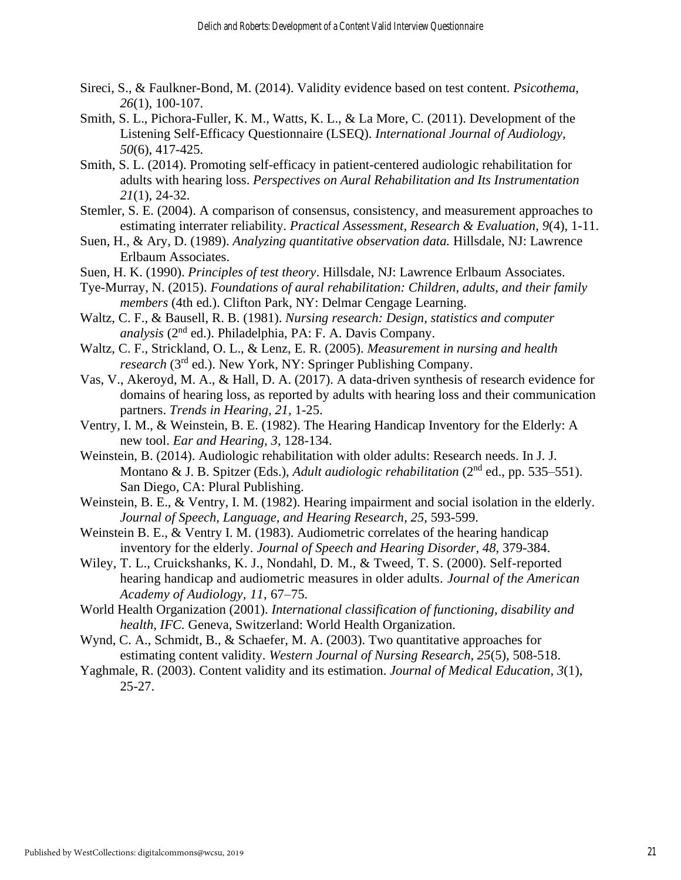Sireci, S., & Faulkner-Bond, M. (2014). Validity evidence based on test content. *Psicothema, 26*(1), 100-107.

Smith, S. L., Pichora-Fuller, K. M., Watts, K. L., & La More, C. (2011). Development of the Listening Self-Efficacy Questionnaire (LSEQ). *International Journal of Audiology, 50*(6), 417-425.

Smith, S. L. (2014). Promoting self-efficacy in patient-centered audiologic rehabilitation for adults with hearing loss. *Perspectives on Aural Rehabilitation and Its Instrumentation 21*(1), 24-32.

Stemler, S. E. (2004). A comparison of consensus, consistency, and measurement approaches to estimating interrater reliability. *Practical Assessment, Research & Evaluation, 9*(4), 1-11.

Suen, H., & Ary, D. (1989). *Analyzing quantitative observation data.* Hillsdale, NJ: Lawrence Erlbaum Associates.

Suen, H. K. (1990). *Principles of test theory*. Hillsdale, NJ: Lawrence Erlbaum Associates.

Tye-Murray, N. (2015). *Foundations of aural rehabilitation: Children, adults, and their family members* (4th ed.). Clifton Park, NY: Delmar Cengage Learning.

Waltz, C. F., & Bausell, R. B. (1981). *Nursing research: Design, statistics and computer analysis* (2nd ed.). Philadelphia, PA: F. A. Davis Company.

Waltz, C. F., Strickland, O. L., & Lenz, E. R. (2005). *Measurement in nursing and health research* (3rd ed.). New York, NY: Springer Publishing Company.

Vas, V., Akeroyd, M. A., & Hall, D. A. (2017). A data-driven synthesis of research evidence for domains of hearing loss, as reported by adults with hearing loss and their communication partners. *Trends in Hearing, 21*, 1-25.

Ventry, I. M., & Weinstein, B. E. (1982). The Hearing Handicap Inventory for the Elderly: A new tool. *Ear and Hearing, 3*, 128-134.

Weinstein, B. (2014). Audiologic rehabilitation with older adults: Research needs. In J. J. Montano & J. B. Spitzer (Eds.), *Adult audiologic rehabilitation* (2nd ed., pp. 535–551). San Diego, CA: Plural Publishing.

Weinstein, B. E., & Ventry, I. M. (1982). Hearing impairment and social isolation in the elderly. *Journal of Speech, Language, and Hearing Research, 25*, 593-599.

Weinstein B. E., & Ventry I. M. (1983). Audiometric correlates of the hearing handicap inventory for the elderly. *Journal of Speech and Hearing Disorder, 48*, 379-384.

Wiley, T. L., Cruickshanks, K. J., Nondahl, D. M., & Tweed, T. S. (2000). Self-reported hearing handicap and audiometric measures in older adults. *Journal of the American Academy of Audiology, 11*, 67–75.

World Health Organization (2001). *International classification of functioning, disability and health, IFC.* Geneva, Switzerland: World Health Organization.

Wynd, C. A., Schmidt, B., & Schaefer, M. A. (2003). Two quantitative approaches for estimating content validity. *Western Journal of Nursing Research, 25*(5), 508-518.

Yaghmale, R. (2003). Content validity and its estimation. *Journal of Medical Education, 3*(1), 25-27.